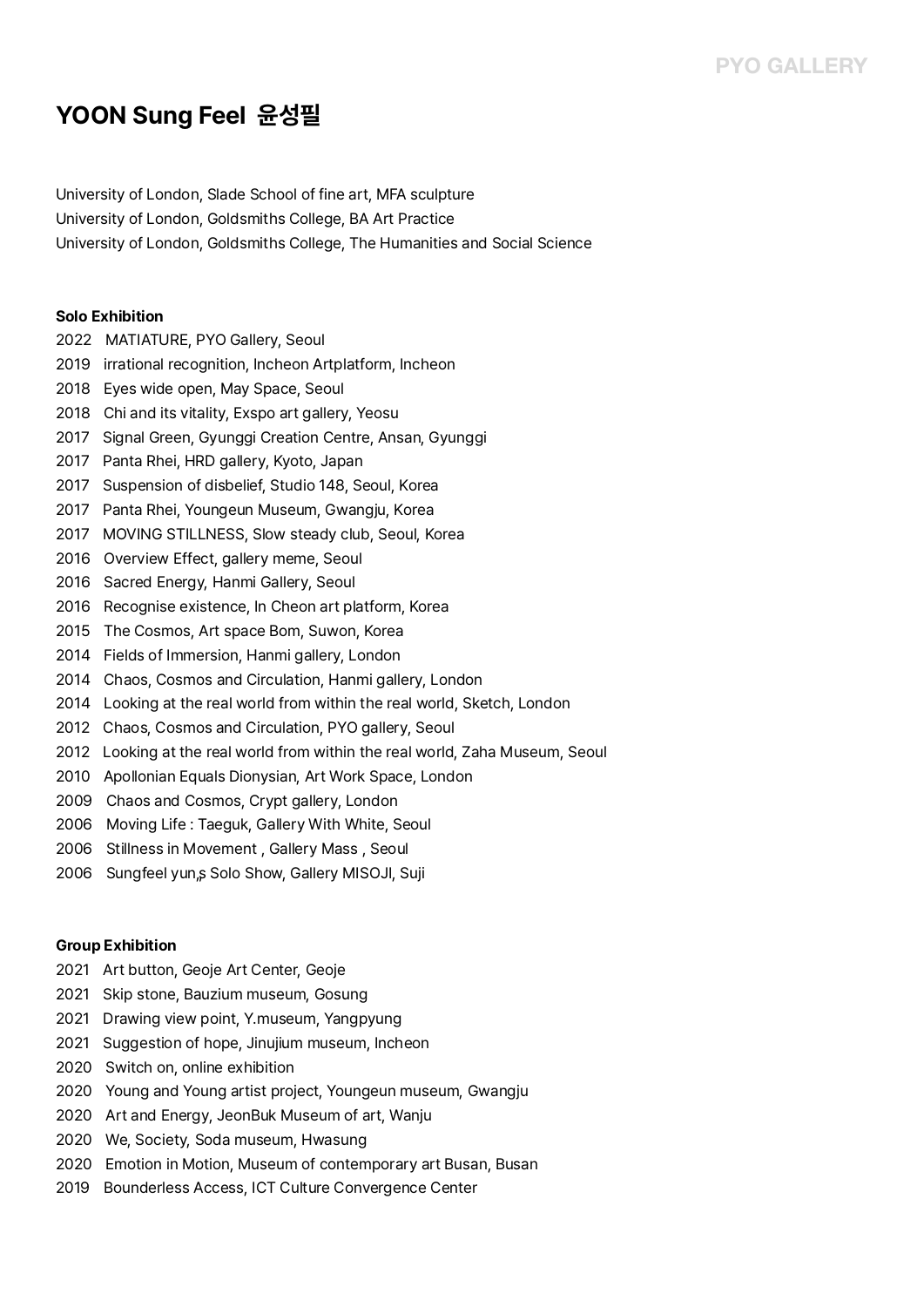# YOON Sung Feel 윤성필

University of London, Slade School of fine art, MFA sculpture
University of London, Goldsmiths College, BA Art Practice
University of London, Goldsmiths College, The Humanities and Social Science

**Solo Exhibition**

2022 MATIATURE, PYO Gallery, Seoul
2019 irrational recognition, Incheon Artplatform, Incheon
2018 Eyes wide open, May Space, Seoul
2018 Chi and its vitality, Exspo art gallery, Yeosu
2017 Signal Green, Gyunggi Creation Centre, Ansan, Gyunggi
2017 Panta Rhei, HRD gallery, Kyoto, Japan
2017 Suspension of disbelief, Studio 148, Seoul, Korea
2017 Panta Rhei, Youngeun Museum, Gwangju, Korea
2017 MOVING STILLNESS, Slow steady club, Seoul, Korea
2016 Overview Effect, gallery meme, Seoul
2016 Sacred Energy, Hanmi Gallery, Seoul
2016 Recognise existence, In Cheon art platform, Korea
2015 The Cosmos, Art space Bom, Suwon, Korea
2014 Fields of Immersion, Hanmi gallery, London
2014 Chaos, Cosmos and Circulation, Hanmi gallery, London
2014 Looking at the real world from within the real world, Sketch, London
2012 Chaos, Cosmos and Circulation, PYO gallery, Seoul
2012 Looking at the real world from within the real world, Zaha Museum, Seoul
2010 Apollonian Equals Dionysian, Art Work Space, London
2009 Chaos and Cosmos, Crypt gallery, London
2006 Moving Life : Taeguk, Gallery With White, Seoul
2006 Stillness in Movement , Gallery Mass , Seoul
2006 Sungfeel yun,s Solo Show, Gallery MISOJI, Suji

**Group Exhibition**

2021 Art button, Geoje Art Center, Geoje
2021 Skip stone, Bauzium museum, Gosung
2021 Drawing view point, Y.museum, Yangpyung
2021 Suggestion of hope, Jinujium museum, Incheon
2020 Switch on, online exhibition
2020 Young and Young artist project, Youngeun museum, Gwangju
2020 Art and Energy, JeonBuk Museum of art, Wanju
2020 We, Society, Soda museum, Hwasung
2020 Emotion in Motion, Museum of contemporary art Busan, Busan
2019 Bounderless Access, ICT Culture Convergence Center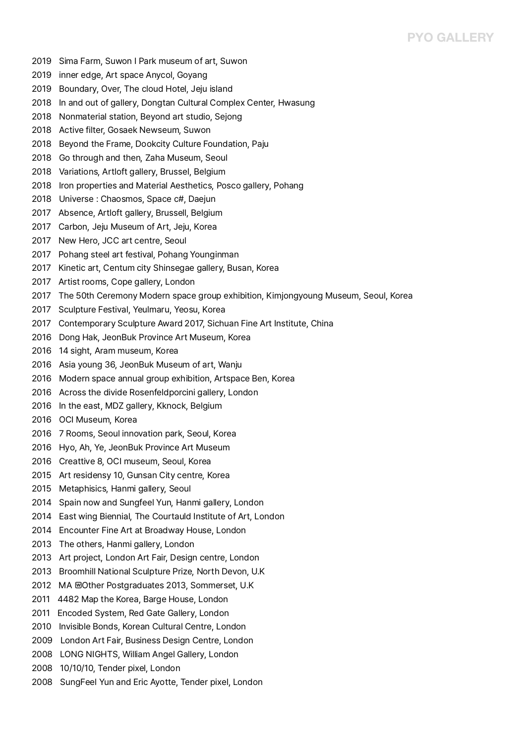2019 Sima Farm, Suwon I Park museum of art, Suwon
2019 inner edge, Art space Anycol, Goyang
2019 Boundary, Over, The cloud Hotel, Jeju island
2018 In and out of gallery, Dongtan Cultural Complex Center, Hwasung
2018 Nonmaterial station, Beyond art studio, Sejong
2018 Active filter, Gosaek Newseum, Suwon
2018 Beyond the Frame, Dookcity Culture Foundation, Paju
2018 Go through and then, Zaha Museum, Seoul
2018 Variations, Artloft gallery, Brussel, Belgium
2018 Iron properties and Material Aesthetics, Posco gallery, Pohang
2018 Universe : Chaosmos, Space c#, Daejun
2017 Absence, Artloft gallery, Brussell, Belgium
2017 Carbon, Jeju Museum of Art, Jeju, Korea
2017 New Hero, JCC art centre, Seoul
2017 Pohang steel art festival, Pohang Younginman
2017 Kinetic art, Centum city Shinsegae gallery, Busan, Korea
2017 Artist rooms, Cope gallery, London
2017 The 50th Ceremony Modern space group exhibition, Kimjongyoung Museum, Seoul, Korea
2017 Sculpture Festival, Yeulmaru, Yeosu, Korea
2017 Contemporary Sculpture Award 2017, Sichuan Fine Art Institute, China
2016 Dong Hak, JeonBuk Province Art Museum, Korea
2016 14 sight, Aram museum, Korea
2016 Asia young 36, JeonBuk Museum of art, Wanju
2016 Modern space annual group exhibition, Artspace Ben, Korea
2016 Across the divide Rosenfeldporcini gallery, London
2016 In the east, MDZ gallery, Kknock, Belgium
2016 OCI Museum, Korea
2016 7 Rooms, Seoul innovation park, Seoul, Korea
2016 Hyo, Ah, Ye, JeonBuk Province Art Museum
2016 Creattive 8, OCI museum, Seoul, Korea
2015 Art residensy 10, Gunsan City centre, Korea
2015 Metaphisics, Hanmi gallery, Seoul
2014 Spain now and Sungfeel Yun, Hanmi gallery, London
2014 East wing Biennial, The Courtauld Institute of Art, London
2014 Encounter Fine Art at Broadway House, London
2013 The others, Hanmi gallery, London
2013 Art project, London Art Fair, Design centre, London
2013 Broomhill National Sculpture Prize, North Devon, U.K
2012 MA ⓦOther Postgraduates 2013, Sommerset, U.K
2011 4482 Map the Korea, Barge House, London
2011 Encoded System, Red Gate Gallery, London
2010 Invisible Bonds, Korean Cultural Centre, London
2009 London Art Fair, Business Design Centre, London
2008 LONG NIGHTS, William Angel Gallery, London
2008 10/10/10, Tender pixel, London
2008 SungFeel Yun and Eric Ayotte, Tender pixel, London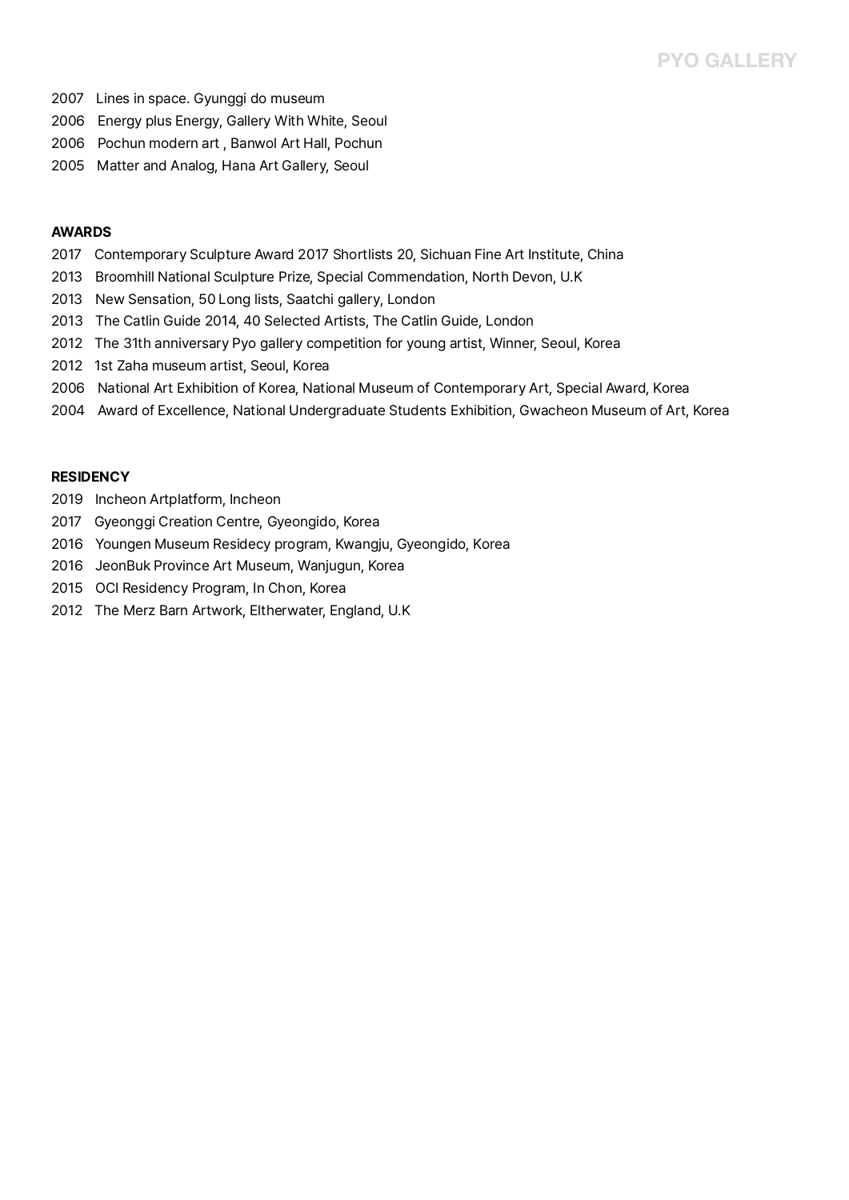2007 Lines in space. Gyunggi do museum
2006 Energy plus Energy, Gallery With White, Seoul
2006 Pochun modern art , Banwol Art Hall, Pochun
2005 Matter and Analog, Hana Art Gallery, Seoul

**AWARDS**

2017 Contemporary Sculpture Award 2017 Shortlists 20, Sichuan Fine Art Institute, China
2013 Broomhill National Sculpture Prize, Special Commendation, North Devon, U.K
2013 New Sensation, 50 Long lists, Saatchi gallery, London
2013 The Catlin Guide 2014, 40 Selected Artists, The Catlin Guide, London
2012 The 31th anniversary Pyo gallery competition for young artist, Winner, Seoul, Korea
2012 1st Zaha museum artist, Seoul, Korea
2006 National Art Exhibition of Korea, National Museum of Contemporary Art, Special Award, Korea
2004 Award of Excellence, National Undergraduate Students Exhibition, Gwacheon Museum of Art, Korea

**RESIDENCY**

2019 Incheon Artplatform, Incheon
2017 Gyeonggi Creation Centre, Gyeongido, Korea
2016 Youngen Museum Residecy program, Kwangju, Gyeongido, Korea
2016 JeonBuk Province Art Museum, Wanjugun, Korea
2015 OCI Residency Program, In Chon, Korea
2012 The Merz Barn Artwork, Eltherwater, England, U.K